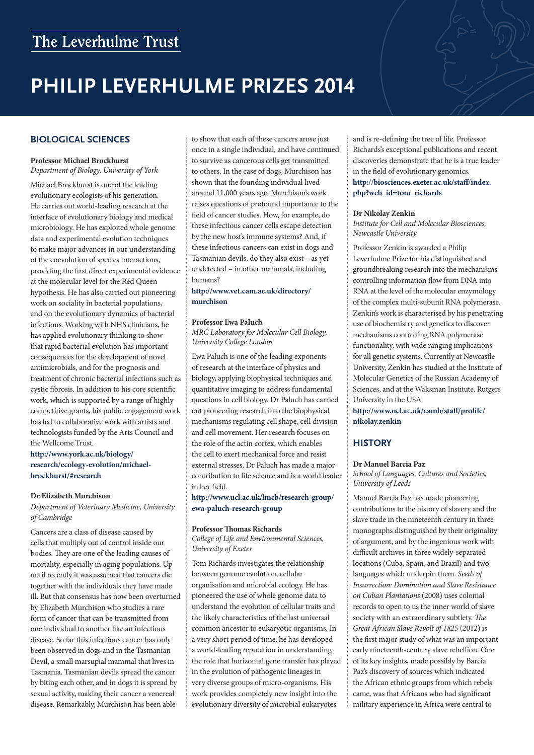The Leverhulme Trust

# PHILIP LEVERHULME PRIZES 2014

## BIOLOGICAL SCIENCES

**Professor Michael Brockhurst**
*Department of Biology, University of York*

Michael Brockhurst is one of the leading evolutionary ecologists of his generation. He carries out world-leading research at the interface of evolutionary biology and medical microbiology. He has exploited whole genome data and experimental evolution techniques to make major advances in our understanding of the coevolution of species interactions, providing the first direct experimental evidence at the molecular level for the Red Queen hypothesis. He has also carried out pioneering work on sociality in bacterial populations, and on the evolutionary dynamics of bacterial infections. Working with NHS clinicians, he has applied evolutionary thinking to show that rapid bacterial evolution has important consequences for the development of novel antimicrobials, and for the prognosis and treatment of chronic bacterial infections such as cystic fibrosis. In addition to his core scientific work, which is supported by a range of highly competitive grants, his public engagement work has led to collaborative work with artists and technologists funded by the Arts Council and the Wellcome Trust.

**http://www.york.ac.uk/biology/research/ecology-evolution/michael-brockhurst/#research**

**Dr Elizabeth Murchison**
*Department of Veterinary Medicine, University of Cambridge*

Cancers are a class of disease caused by cells that multiply out of control inside our bodies. They are one of the leading causes of mortality, especially in aging populations. Up until recently it was assumed that cancers die together with the individuals they have made ill. But that consensus has now been overturned by Elizabeth Murchison who studies a rare form of cancer that can be transmitted from one individual to another like an infectious disease. So far this infectious cancer has only been observed in dogs and in the Tasmanian Devil, a small marsupial mammal that lives in Tasmania. Tasmanian devils spread the cancer by biting each other, and in dogs it is spread by sexual activity, making their cancer a venereal disease. Remarkably, Murchison has been able to show that each of these cancers arose just once in a single individual, and have continued to survive as cancerous cells get transmitted to others. In the case of dogs, Murchison has shown that the founding individual lived around 11,000 years ago. Murchison's work raises questions of profound importance to the field of cancer studies. How, for example, do these infectious cancer cells escape detection by the new host's immune systems? And, if these infectious cancers can exist in dogs and Tasmanian devils, do they also exist – as yet undetected – in other mammals, including humans?

**http://www.vet.cam.ac.uk/directory/murchison**

**Professor Ewa Paluch**
*MRC Laboratory for Molecular Cell Biology, University College London*

Ewa Paluch is one of the leading exponents of research at the interface of physics and biology, applying biophysical techniques and quantitative imaging to address fundamental questions in cell biology. Dr Paluch has carried out pioneering research into the biophysical mechanisms regulating cell shape, cell division and cell movement. Her research focuses on the role of the actin cortex, which enables the cell to exert mechanical force and resist external stresses. Dr Paluch has made a major contribution to life science and is a world leader in her field.

**http://www.ucl.ac.uk/lmcb/research-group/ewa-paluch-research-group**

**Professor Thomas Richards**
*College of Life and Environmental Sciences, University of Exeter*

Tom Richards investigates the relationship between genome evolution, cellular organisation and microbial ecology. He has pioneered the use of whole genome data to understand the evolution of cellular traits and the likely characteristics of the last universal common ancestor to eukaryotic organisms. In a very short period of time, he has developed a world-leading reputation in understanding the role that horizontal gene transfer has played in the evolution of pathogenic lineages in very diverse groups of micro-organisms. His work provides completely new insight into the evolutionary diversity of microbial eukaryotes and is re-defining the tree of life. Professor Richards's exceptional publications and recent discoveries demonstrate that he is a true leader in the field of evolutionary genomics.

**http://biosciences.exeter.ac.uk/staff/index.php?web_id=tom_richards**

**Dr Nikolay Zenkin**
*Institute for Cell and Molecular Biosciences, Newcastle University*

Professor Zenkin is awarded a Philip Leverhulme Prize for his distinguished and groundbreaking research into the mechanisms controlling information flow from DNA into RNA at the level of the molecular enzymology of the complex multi-subunit RNA polymerase. Zenkin's work is characterised by his penetrating use of biochemistry and genetics to discover mechanisms controlling RNA polymerase functionality, with wide ranging implications for all genetic systems. Currently at Newcastle University, Zenkin has studied at the Institute of Molecular Genetics of the Russian Academy of Sciences, and at the Waksman Institute, Rutgers University in the USA.

**http://www.ncl.ac.uk/camb/staff/profile/nikolay.zenkin**

## HISTORY

**Dr Manuel Barcia Paz**
*School of Languages, Cultures and Societies, University of Leeds*

Manuel Barcia Paz has made pioneering contributions to the history of slavery and the slave trade in the nineteenth century in three monographs distinguished by their originality of argument, and by the ingenious work with difficult archives in three widely-separated locations (Cuba, Spain, and Brazil) and two languages which underpin them. *Seeds of Insurrection: Domination and Slave Resistance on Cuban Plantations* (2008) uses colonial records to open to us the inner world of slave society with an extraordinary subtlety. *The Great African Slave Revolt of 1825* (2012) is the first major study of what was an important early nineteenth-century slave rebellion. One of its key insights, made possibly by Barcia Paz's discovery of sources which indicated the African ethnic groups from which rebels came, was that Africans who had significant military experience in Africa were central to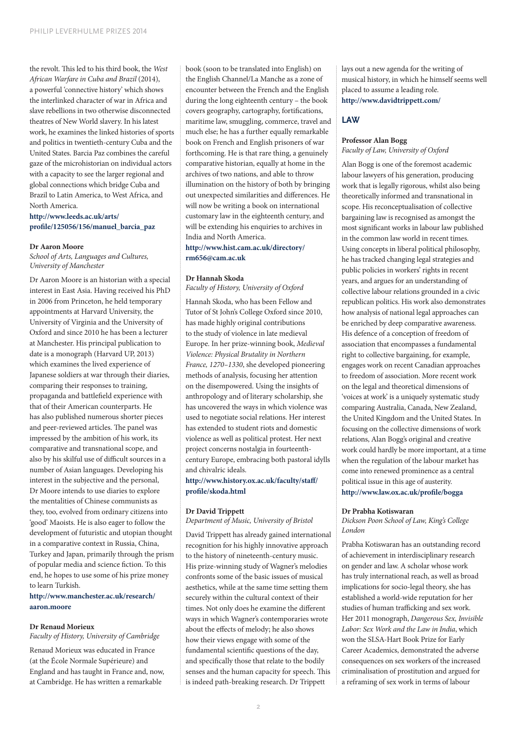the revolt. This led to his third book, the *West African Warfare in Cuba and Brazil* (2014), a powerful 'connective history' which shows the interlinked character of war in Africa and slave rebellions in two otherwise disconnected theatres of New World slavery. In his latest work, he examines the linked histories of sports and politics in twentieth-century Cuba and the United States. Barcia Paz combines the careful gaze of the microhistorian on individual actors with a capacity to see the larger regional and global connections which bridge Cuba and Brazil to Latin America, to West Africa, and North America.
**http://www.leeds.ac.uk/arts/profile/125056/156/manuel_barcia_paz**

**Dr Aaron Moore**
*School of Arts, Languages and Cultures, University of Manchester*

Dr Aaron Moore is an historian with a special interest in East Asia. Having received his PhD in 2006 from Princeton, he held temporary appointments at Harvard University, the University of Virginia and the University of Oxford and since 2010 he has been a lecturer at Manchester. His principal publication to date is a monograph (Harvard UP, 2013) which examines the lived experience of Japanese soldiers at war through their diaries, comparing their responses to training, propaganda and battlefield experience with that of their American counterparts. He has also published numerous shorter pieces and peer-reviewed articles. The panel was impressed by the ambition of his work, its comparative and transnational scope, and also by his skilful use of difficult sources in a number of Asian languages. Developing his interest in the subjective and the personal, Dr Moore intends to use diaries to explore the mentalities of Chinese communists as they, too, evolved from ordinary citizens into 'good' Maoists. He is also eager to follow the development of futuristic and utopian thought in a comparative context in Russia, China, Turkey and Japan, primarily through the prism of popular media and science fiction. To this end, he hopes to use some of his prize money to learn Turkish.
**http://www.manchester.ac.uk/research/aaron.moore**

**Dr Renaud Morieux**
*Faculty of History, University of Cambridge*

Renaud Morieux was educated in France (at the École Normale Supérieure) and England and has taught in France and, now, at Cambridge. He has written a remarkable book (soon to be translated into English) on the English Channel/La Manche as a zone of encounter between the French and the English during the long eighteenth century – the book covers geography, cartography, fortifications, maritime law, smuggling, commerce, travel and much else; he has a further equally remarkable book on French and English prisoners of war forthcoming. He is that rare thing, a genuinely comparative historian, equally at home in the archives of two nations, and able to throw illumination on the history of both by bringing out unexpected similarities and differences. He will now be writing a book on international customary law in the eighteenth century, and will be extending his enquiries to archives in India and North America.
**http://www.hist.cam.ac.uk/directory/rm656@cam.ac.uk**

**Dr Hannah Skoda**
*Faculty of History, University of Oxford*

Hannah Skoda, who has been Fellow and Tutor of St John's College Oxford since 2010, has made highly original contributions to the study of violence in late medieval Europe. In her prize-winning book, *Medieval Violence: Physical Brutality in Northern France, 1270–1330*, she developed pioneering methods of analysis, focusing her attention on the disempowered. Using the insights of anthropology and of literary scholarship, she has uncovered the ways in which violence was used to negotiate social relations. Her interest has extended to student riots and domestic violence as well as political protest. Her next project concerns nostalgia in fourteenth-century Europe, embracing both pastoral idylls and chivalric ideals.
**http://www.history.ox.ac.uk/faculty/staff/profile/skoda.html**

**Dr David Trippett**
*Department of Music, University of Bristol*

David Trippett has already gained international recognition for his highly innovative approach to the history of nineteenth-century music. His prize-winning study of Wagner's melodies confronts some of the basic issues of musical aesthetics, while at the same time setting them securely within the cultural context of their times. Not only does he examine the different ways in which Wagner's contemporaries wrote about the effects of melody; he also shows how their views engage with some of the fundamental scientific questions of the day, and specifically those that relate to the bodily senses and the human capacity for speech. This is indeed path-breaking research. Dr Trippett lays out a new agenda for the writing of musical history, in which he himself seems well placed to assume a leading role.
**http://www.davidtrippett.com/**

## LAW

**Professor Alan Bogg**
*Faculty of Law, University of Oxford*

Alan Bogg is one of the foremost academic labour lawyers of his generation, producing work that is legally rigorous, whilst also being theoretically informed and transnational in scope. His reconceptualisation of collective bargaining law is recognised as amongst the most significant works in labour law published in the common law world in recent times. Using concepts in liberal political philosophy, he has tracked changing legal strategies and public policies in workers' rights in recent years, and argues for an understanding of collective labour relations grounded in a civic republican politics. His work also demonstrates how analysis of national legal approaches can be enriched by deep comparative awareness. His defence of a conception of freedom of association that encompasses a fundamental right to collective bargaining, for example, engages work on recent Canadian approaches to freedom of association. More recent work on the legal and theoretical dimensions of 'voices at work' is a uniquely systematic study comparing Australia, Canada, New Zealand, the United Kingdom and the United States. In focusing on the collective dimensions of work relations, Alan Bogg's original and creative work could hardly be more important, at a time when the regulation of the labour market has come into renewed prominence as a central political issue in this age of austerity.
**http://www.law.ox.ac.uk/profile/bogga**

**Dr Prabha Kotiswaran**
*Dickson Poon School of Law, King's College London*

Prabha Kotiswaran has an outstanding record of achievement in interdisciplinary research on gender and law. A scholar whose work has truly international reach, as well as broad implications for socio-legal theory, she has established a world-wide reputation for her studies of human trafficking and sex work. Her 2011 monograph, *Dangerous Sex, Invisible Labor: Sex Work and the Law in India*, which won the SLSA-Hart Book Prize for Early Career Academics, demonstrated the adverse consequences on sex workers of the increased criminalisation of prostitution and argued for a reframing of sex work in terms of labour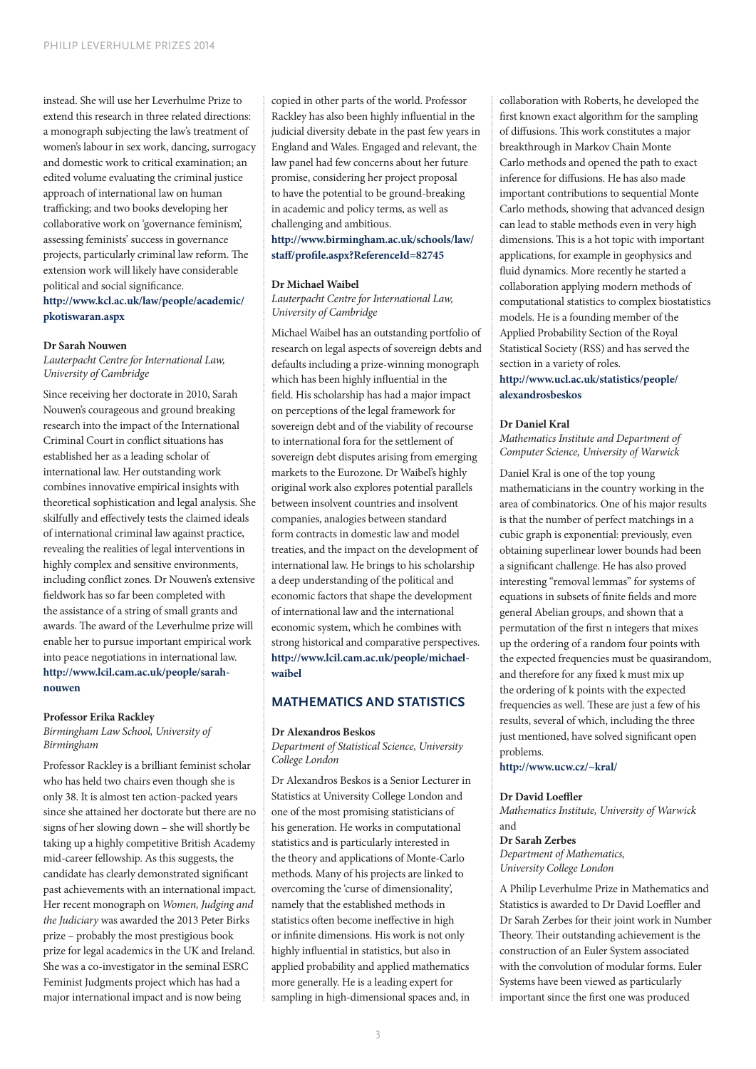instead. She will use her Leverhulme Prize to extend this research in three related directions: a monograph subjecting the law's treatment of women's labour in sex work, dancing, surrogacy and domestic work to critical examination; an edited volume evaluating the criminal justice approach of international law on human trafficking; and two books developing her collaborative work on 'governance feminism', assessing feminists' success in governance projects, particularly criminal law reform. The extension work will likely have considerable political and social significance.
**http://www.kcl.ac.uk/law/people/academic/pkotiswaran.aspx**

**Dr Sarah Nouwen**
*Lauterpacht Centre for International Law, University of Cambridge*

Since receiving her doctorate in 2010, Sarah Nouwen's courageous and ground breaking research into the impact of the International Criminal Court in conflict situations has established her as a leading scholar of international law. Her outstanding work combines innovative empirical insights with theoretical sophistication and legal analysis. She skilfully and effectively tests the claimed ideals of international criminal law against practice, revealing the realities of legal interventions in highly complex and sensitive environments, including conflict zones. Dr Nouwen's extensive fieldwork has so far been completed with the assistance of a string of small grants and awards. The award of the Leverhulme prize will enable her to pursue important empirical work into peace negotiations in international law.
**http://www.lcil.cam.ac.uk/people/sarah-nouwen**

**Professor Erika Rackley**
*Birmingham Law School, University of Birmingham*

Professor Rackley is a brilliant feminist scholar who has held two chairs even though she is only 38. It is almost ten action-packed years since she attained her doctorate but there are no signs of her slowing down – she will shortly be taking up a highly competitive British Academy mid-career fellowship. As this suggests, the candidate has clearly demonstrated significant past achievements with an international impact. Her recent monograph on *Women, Judging and the Judiciary* was awarded the 2013 Peter Birks prize – probably the most prestigious book prize for legal academics in the UK and Ireland. She was a co-investigator in the seminal ESRC Feminist Judgments project which has had a major international impact and is now being copied in other parts of the world. Professor Rackley has also been highly influential in the judicial diversity debate in the past few years in England and Wales. Engaged and relevant, the law panel had few concerns about her future promise, considering her project proposal to have the potential to be ground-breaking in academic and policy terms, as well as challenging and ambitious.
**http://www.birmingham.ac.uk/schools/law/staff/profile.aspx?ReferenceId=82745**

**Dr Michael Waibel**
*Lauterpacht Centre for International Law, University of Cambridge*

Michael Waibel has an outstanding portfolio of research on legal aspects of sovereign debts and defaults including a prize-winning monograph which has been highly influential in the field. His scholarship has had a major impact on perceptions of the legal framework for sovereign debt and of the viability of recourse to international fora for the settlement of sovereign debt disputes arising from emerging markets to the Eurozone. Dr Waibel's highly original work also explores potential parallels between insolvent countries and insolvent companies, analogies between standard form contracts in domestic law and model treaties, and the impact on the development of international law. He brings to his scholarship a deep understanding of the political and economic factors that shape the development of international law and the international economic system, which he combines with strong historical and comparative perspectives.
**http://www.lcil.cam.ac.uk/people/michael-waibel**

## MATHEMATICS AND STATISTICS

**Dr Alexandros Beskos**
*Department of Statistical Science, University College London*

Dr Alexandros Beskos is a Senior Lecturer in Statistics at University College London and one of the most promising statisticians of his generation. He works in computational statistics and is particularly interested in the theory and applications of Monte-Carlo methods. Many of his projects are linked to overcoming the 'curse of dimensionality', namely that the established methods in statistics often become ineffective in high or infinite dimensions. His work is not only highly influential in statistics, but also in applied probability and applied mathematics more generally. He is a leading expert for sampling in high-dimensional spaces and, in collaboration with Roberts, he developed the first known exact algorithm for the sampling of diffusions. This work constitutes a major breakthrough in Markov Chain Monte Carlo methods and opened the path to exact inference for diffusions. He has also made important contributions to sequential Monte Carlo methods, showing that advanced design can lead to stable methods even in very high dimensions. This is a hot topic with important applications, for example in geophysics and fluid dynamics. More recently he started a collaboration applying modern methods of computational statistics to complex biostatistics models. He is a founding member of the Applied Probability Section of the Royal Statistical Society (RSS) and has served the section in a variety of roles.
**http://www.ucl.ac.uk/statistics/people/alexandrosbeskos**

**Dr Daniel Kral**
*Mathematics Institute and Department of Computer Science, University of Warwick*

Daniel Kral is one of the top young mathematicians in the country working in the area of combinatorics. One of his major results is that the number of perfect matchings in a cubic graph is exponential: previously, even obtaining superlinear lower bounds had been a significant challenge. He has also proved interesting "removal lemmas" for systems of equations in subsets of finite fields and more general Abelian groups, and shown that a permutation of the first n integers that mixes up the ordering of a random four points with the expected frequencies must be quasirandom, and therefore for any fixed k must mix up the ordering of k points with the expected frequencies as well. These are just a few of his results, several of which, including the three just mentioned, have solved significant open problems.
**http://www.ucw.cz/~kral/**

**Dr David Loeffler**
*Mathematics Institute, University of Warwick*
and
**Dr Sarah Zerbes**
*Department of Mathematics, University College London*

A Philip Leverhulme Prize in Mathematics and Statistics is awarded to Dr David Loeffler and Dr Sarah Zerbes for their joint work in Number Theory. Their outstanding achievement is the construction of an Euler System associated with the convolution of modular forms. Euler Systems have been viewed as particularly important since the first one was produced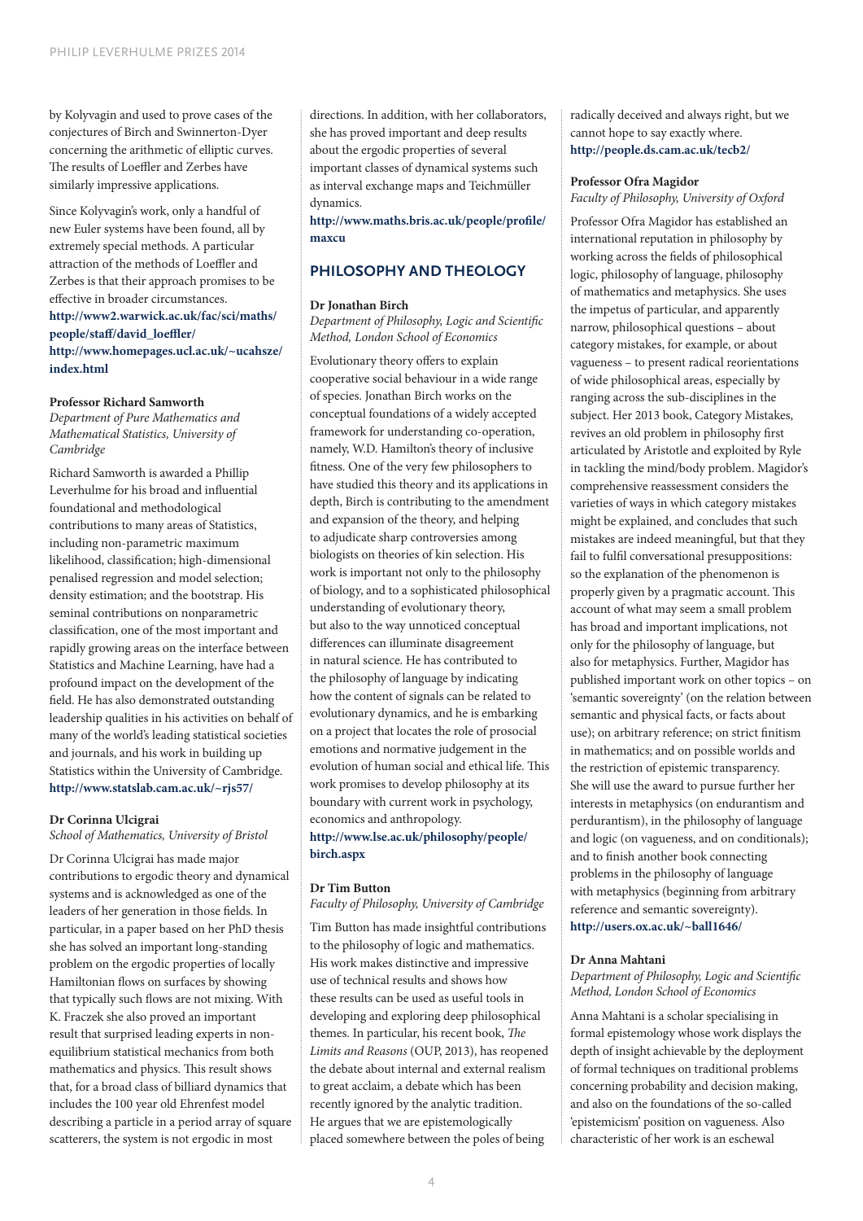by Kolyvagin and used to prove cases of the conjectures of Birch and Swinnerton-Dyer concerning the arithmetic of elliptic curves. The results of Loeffler and Zerbes have similarly impressive applications.

Since Kolyvagin's work, only a handful of new Euler systems have been found, all by extremely special methods. A particular attraction of the methods of Loeffler and Zerbes is that their approach promises to be effective in broader circumstances.
**http://www2.warwick.ac.uk/fac/sci/maths/people/staff/david_loeffler/**
**http://www.homepages.ucl.ac.uk/~ucahsze/index.html**

**Professor Richard Samworth**
*Department of Pure Mathematics and Mathematical Statistics, University of Cambridge*

Richard Samworth is awarded a Phillip Leverhulme for his broad and influential foundational and methodological contributions to many areas of Statistics, including non-parametric maximum likelihood, classification; high-dimensional penalised regression and model selection; density estimation; and the bootstrap. His seminal contributions on nonparametric classification, one of the most important and rapidly growing areas on the interface between Statistics and Machine Learning, have had a profound impact on the development of the field. He has also demonstrated outstanding leadership qualities in his activities on behalf of many of the world's leading statistical societies and journals, and his work in building up Statistics within the University of Cambridge.
**http://www.statslab.cam.ac.uk/~rjs57/**

**Dr Corinna Ulcigrai**
*School of Mathematics, University of Bristol*

Dr Corinna Ulcigrai has made major contributions to ergodic theory and dynamical systems and is acknowledged as one of the leaders of her generation in those fields. In particular, in a paper based on her PhD thesis she has solved an important long-standing problem on the ergodic properties of locally Hamiltonian flows on surfaces by showing that typically such flows are not mixing. With K. Fraczek she also proved an important result that surprised leading experts in non-equilibrium statistical mechanics from both mathematics and physics. This result shows that, for a broad class of billiard dynamics that includes the 100 year old Ehrenfest model describing a particle in a period array of square scatterers, the system is not ergodic in most directions. In addition, with her collaborators, she has proved important and deep results about the ergodic properties of several important classes of dynamical systems such as interval exchange maps and Teichmüller dynamics.
**http://www.maths.bris.ac.uk/people/profile/maxcu**

## PHILOSOPHY AND THEOLOGY

**Dr Jonathan Birch**
*Department of Philosophy, Logic and Scientific Method, London School of Economics*

Evolutionary theory offers to explain cooperative social behaviour in a wide range of species. Jonathan Birch works on the conceptual foundations of a widely accepted framework for understanding co-operation, namely, W.D. Hamilton's theory of inclusive fitness. One of the very few philosophers to have studied this theory and its applications in depth, Birch is contributing to the amendment and expansion of the theory, and helping to adjudicate sharp controversies among biologists on theories of kin selection. His work is important not only to the philosophy of biology, and to a sophisticated philosophical understanding of evolutionary theory, but also to the way unnoticed conceptual differences can illuminate disagreement in natural science. He has contributed to the philosophy of language by indicating how the content of signals can be related to evolutionary dynamics, and he is embarking on a project that locates the role of prosocial emotions and normative judgement in the evolution of human social and ethical life. This work promises to develop philosophy at its boundary with current work in psychology, economics and anthropology.
**http://www.lse.ac.uk/philosophy/people/birch.aspx**

**Dr Tim Button**
*Faculty of Philosophy, University of Cambridge*

Tim Button has made insightful contributions to the philosophy of logic and mathematics. His work makes distinctive and impressive use of technical results and shows how these results can be used as useful tools in developing and exploring deep philosophical themes. In particular, his recent book, *The Limits and Reasons* (OUP, 2013), has reopened the debate about internal and external realism to great acclaim, a debate which has been recently ignored by the analytic tradition. He argues that we are epistemologically placed somewhere between the poles of being radically deceived and always right, but we cannot hope to say exactly where.
**http://people.ds.cam.ac.uk/tecb2/**

**Professor Ofra Magidor**
*Faculty of Philosophy, University of Oxford*

Professor Ofra Magidor has established an international reputation in philosophy by working across the fields of philosophical logic, philosophy of language, philosophy of mathematics and metaphysics. She uses the impetus of particular, and apparently narrow, philosophical questions – about category mistakes, for example, or about vagueness – to present radical reorientations of wide philosophical areas, especially by ranging across the sub-disciplines in the subject. Her 2013 book, Category Mistakes, revives an old problem in philosophy first articulated by Aristotle and exploited by Ryle in tackling the mind/body problem. Magidor's comprehensive reassessment considers the varieties of ways in which category mistakes might be explained, and concludes that such mistakes are indeed meaningful, but that they fail to fulfil conversational presuppositions: so the explanation of the phenomenon is properly given by a pragmatic account. This account of what may seem a small problem has broad and important implications, not only for the philosophy of language, but also for metaphysics. Further, Magidor has published important work on other topics – on 'semantic sovereignty' (on the relation between semantic and physical facts, or facts about use); on arbitrary reference; on strict finitism in mathematics; and on possible worlds and the restriction of epistemic transparency. She will use the award to pursue further her interests in metaphysics (on endurantism and perdurantism), in the philosophy of language and logic (on vagueness, and on conditionals); and to finish another book connecting problems in the philosophy of language with metaphysics (beginning from arbitrary reference and semantic sovereignty).
**http://users.ox.ac.uk/~ball1646/**

**Dr Anna Mahtani**
*Department of Philosophy, Logic and Scientific Method, London School of Economics*

Anna Mahtani is a scholar specialising in formal epistemology whose work displays the depth of insight achievable by the deployment of formal techniques on traditional problems concerning probability and decision making, and also on the foundations of the so-called 'epistemicism' position on vagueness. Also characteristic of her work is an eschewal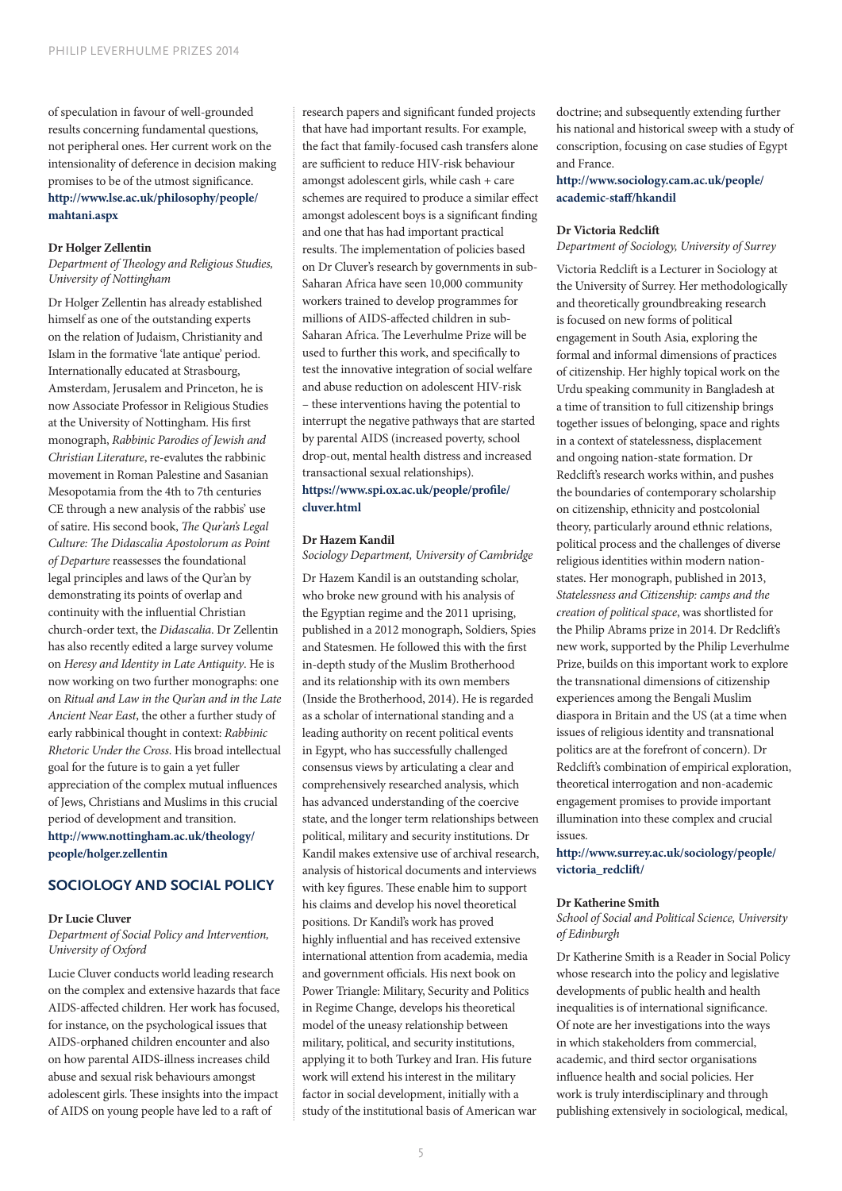of speculation in favour of well-grounded results concerning fundamental questions, not peripheral ones. Her current work on the intensionality of deference in decision making promises to be of the utmost significance.
**http://www.lse.ac.uk/philosophy/people/mahtani.aspx**

**Dr Holger Zellentin**
*Department of Theology and Religious Studies, University of Nottingham*

Dr Holger Zellentin has already established himself as one of the outstanding experts on the relation of Judaism, Christianity and Islam in the formative 'late antique' period. Internationally educated at Strasbourg, Amsterdam, Jerusalem and Princeton, he is now Associate Professor in Religious Studies at the University of Nottingham. His first monograph, *Rabbinic Parodies of Jewish and Christian Literature*, re-evalutes the rabbinic movement in Roman Palestine and Sasanian Mesopotamia from the 4th to 7th centuries CE through a new analysis of the rabbis' use of satire. His second book, *The Qur'an's Legal Culture: The Didascalia Apostolorum as Point of Departure* reassesses the foundational legal principles and laws of the Qur'an by demonstrating its points of overlap and continuity with the influential Christian church-order text, the *Didascalia*. Dr Zellentin has also recently edited a large survey volume on *Heresy and Identity in Late Antiquity*. He is now working on two further monographs: one on *Ritual and Law in the Qur'an and in the Late Ancient Near East*, the other a further study of early rabbinical thought in context: *Rabbinic Rhetoric Under the Cross*. His broad intellectual goal for the future is to gain a yet fuller appreciation of the complex mutual influences of Jews, Christians and Muslims in this crucial period of development and transition.
**http://www.nottingham.ac.uk/theology/people/holger.zellentin**

## SOCIOLOGY AND SOCIAL POLICY

**Dr Lucie Cluver**
*Department of Social Policy and Intervention, University of Oxford*

Lucie Cluver conducts world leading research on the complex and extensive hazards that face AIDS-affected children. Her work has focused, for instance, on the psychological issues that AIDS-orphaned children encounter and also on how parental AIDS-illness increases child abuse and sexual risk behaviours amongst adolescent girls. These insights into the impact of AIDS on young people have led to a raft of research papers and significant funded projects that have had important results. For example, the fact that family-focused cash transfers alone are sufficient to reduce HIV-risk behaviour amongst adolescent girls, while cash + care schemes are required to produce a similar effect amongst adolescent boys is a significant finding and one that has had important practical results. The implementation of policies based on Dr Cluver's research by governments in sub-Saharan Africa have seen 10,000 community workers trained to develop programmes for millions of AIDS-affected children in sub-Saharan Africa. The Leverhulme Prize will be used to further this work, and specifically to test the innovative integration of social welfare and abuse reduction on adolescent HIV-risk – these interventions having the potential to interrupt the negative pathways that are started by parental AIDS (increased poverty, school drop-out, mental health distress and increased transactional sexual relationships).
**https://www.spi.ox.ac.uk/people/profile/cluver.html**

**Dr Hazem Kandil**
*Sociology Department, University of Cambridge*

Dr Hazem Kandil is an outstanding scholar, who broke new ground with his analysis of the Egyptian regime and the 2011 uprising, published in a 2012 monograph, Soldiers, Spies and Statesmen. He followed this with the first in-depth study of the Muslim Brotherhood and its relationship with its own members (Inside the Brotherhood, 2014). He is regarded as a scholar of international standing and a leading authority on recent political events in Egypt, who has successfully challenged consensus views by articulating a clear and comprehensively researched analysis, which has advanced understanding of the coercive state, and the longer term relationships between political, military and security institutions. Dr Kandil makes extensive use of archival research, analysis of historical documents and interviews with key figures. These enable him to support his claims and develop his novel theoretical positions. Dr Kandil's work has proved highly influential and has received extensive international attention from academia, media and government officials. His next book on Power Triangle: Military, Security and Politics in Regime Change, develops his theoretical model of the uneasy relationship between military, political, and security institutions, applying it to both Turkey and Iran. His future work will extend his interest in the military factor in social development, initially with a study of the institutional basis of American war doctrine; and subsequently extending further his national and historical sweep with a study of conscription, focusing on case studies of Egypt and France.
**http://www.sociology.cam.ac.uk/people/academic-staff/hkandil**

**Dr Victoria Redclift**
*Department of Sociology, University of Surrey*

Victoria Redclift is a Lecturer in Sociology at the University of Surrey. Her methodologically and theoretically groundbreaking research is focused on new forms of political engagement in South Asia, exploring the formal and informal dimensions of practices of citizenship. Her highly topical work on the Urdu speaking community in Bangladesh at a time of transition to full citizenship brings together issues of belonging, space and rights in a context of statelessness, displacement and ongoing nation-state formation. Dr Redclift's research works within, and pushes the boundaries of contemporary scholarship on citizenship, ethnicity and postcolonial theory, particularly around ethnic relations, political process and the challenges of diverse religious identities within modern nation-states. Her monograph, published in 2013, *Statelessness and Citizenship: camps and the creation of political space*, was shortlisted for the Philip Abrams prize in 2014. Dr Redclift's new work, supported by the Philip Leverhulme Prize, builds on this important work to explore the transnational dimensions of citizenship experiences among the Bengali Muslim diaspora in Britain and the US (at a time when issues of religious identity and transnational politics are at the forefront of concern). Dr Redclift's combination of empirical exploration, theoretical interrogation and non-academic engagement promises to provide important illumination into these complex and crucial issues.
**http://www.surrey.ac.uk/sociology/people/victoria_redclift/**

**Dr Katherine Smith**
*School of Social and Political Science, University of Edinburgh*

Dr Katherine Smith is a Reader in Social Policy whose research into the policy and legislative developments of public health and health inequalities is of international significance. Of note are her investigations into the ways in which stakeholders from commercial, academic, and third sector organisations influence health and social policies. Her work is truly interdisciplinary and through publishing extensively in sociological, medical,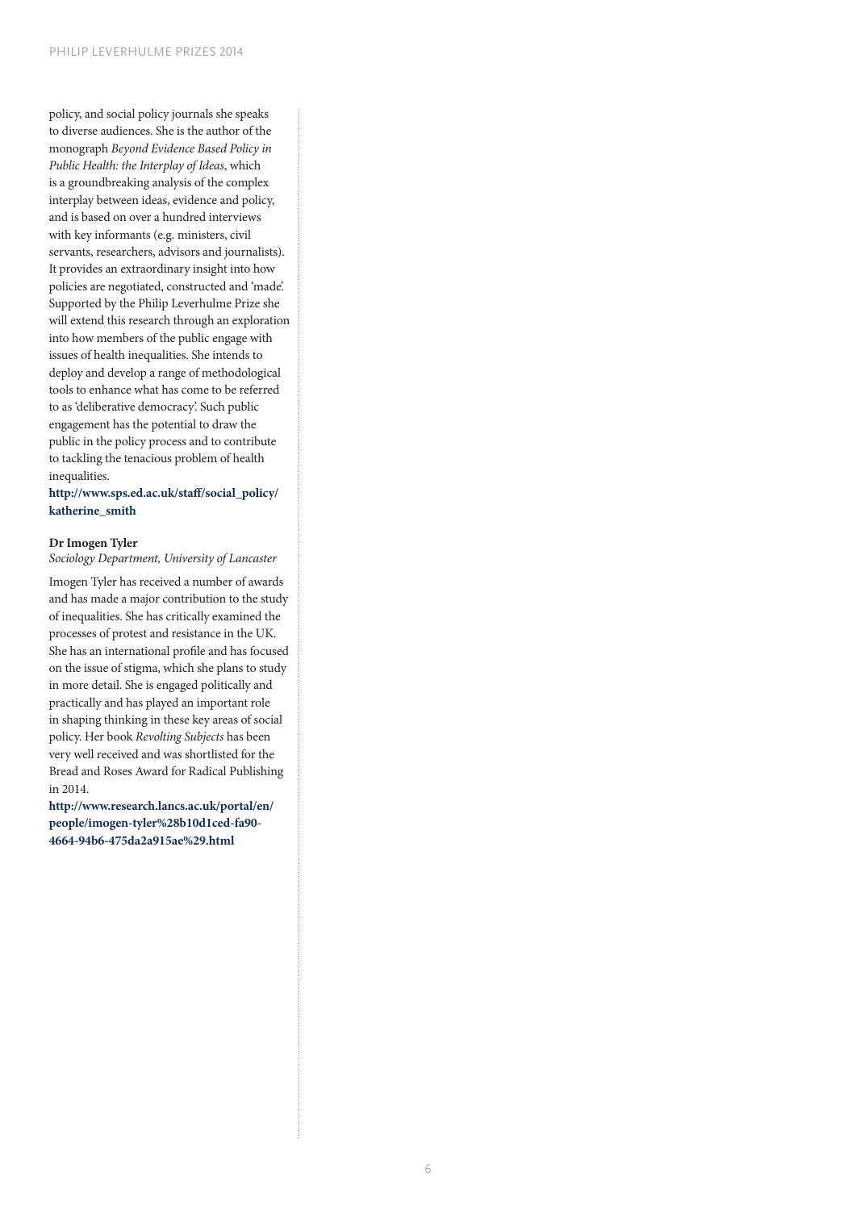policy, and social policy journals she speaks to diverse audiences. She is the author of the monograph *Beyond Evidence Based Policy in Public Health: the Interplay of Ideas*, which is a groundbreaking analysis of the complex interplay between ideas, evidence and policy, and is based on over a hundred interviews with key informants (e.g. ministers, civil servants, researchers, advisors and journalists). It provides an extraordinary insight into how policies are negotiated, constructed and 'made'. Supported by the Philip Leverhulme Prize she will extend this research through an exploration into how members of the public engage with issues of health inequalities. She intends to deploy and develop a range of methodological tools to enhance what has come to be referred to as 'deliberative democracy'. Such public engagement has the potential to draw the public in the policy process and to contribute to tackling the tenacious problem of health inequalities.

**http://www.sps.ed.ac.uk/staff/social_policy/katherine_smith**

**Dr Imogen Tyler**
*Sociology Department, University of Lancaster*

Imogen Tyler has received a number of awards and has made a major contribution to the study of inequalities. She has critically examined the processes of protest and resistance in the UK. She has an international profile and has focused on the issue of stigma, which she plans to study in more detail. She is engaged politically and practically and has played an important role in shaping thinking in these key areas of social policy. Her book *Revolting Subjects* has been very well received and was shortlisted for the Bread and Roses Award for Radical Publishing in 2014.

**http://www.research.lancs.ac.uk/portal/en/people/imogen-tyler%28b10d1ced-fa90-4664-94b6-475da2a915ae%29.html**